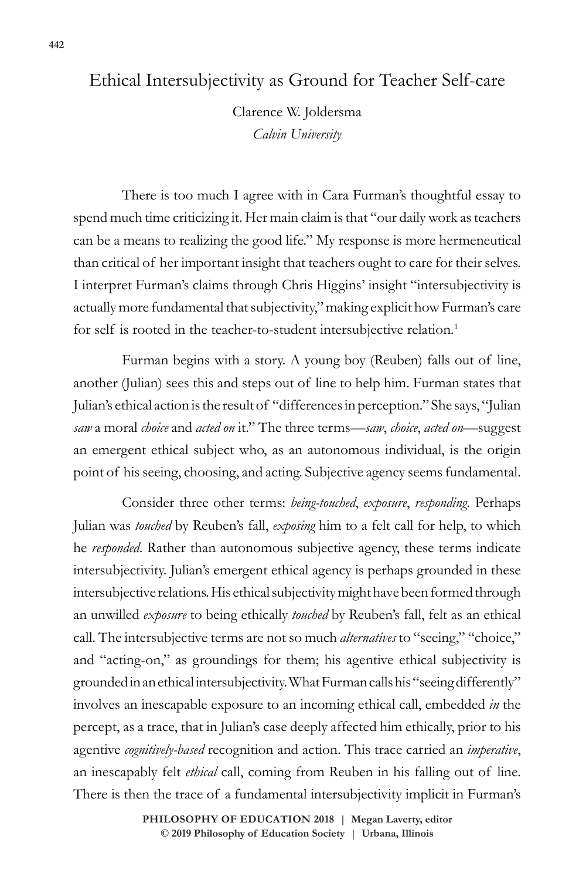# Ethical Intersubjectivity as Ground for Teacher Self-care

Clarence W. Joldersma
*Calvin University*

There is too much I agree with in Cara Furman's thoughtful essay to spend much time criticizing it. Her main claim is that "our daily work as teachers can be a means to realizing the good life." My response is more hermeneutical than critical of her important insight that teachers ought to care for their selves. I interpret Furman's claims through Chris Higgins' insight "intersubjectivity is actually more fundamental that subjectivity," making explicit how Furman's care for self is rooted in the teacher-to-student intersubjective relation.[1]

Furman begins with a story. A young boy (Reuben) falls out of line, another (Julian) sees this and steps out of line to help him. Furman states that Julian's ethical action is the result of "differences in perception." She says, "Julian *saw* a moral *choice* and *acted on* it." The three terms—*saw*, *choice*, *acted on*—suggest an emergent ethical subject who, as an autonomous individual, is the origin point of his seeing, choosing, and acting. Subjective agency seems fundamental.

Consider three other terms: *being-touched*, *exposure*, *responding*. Perhaps Julian was *touched* by Reuben's fall, *exposing* him to a felt call for help, to which he *responded*. Rather than autonomous subjective agency, these terms indicate intersubjectivity. Julian's emergent ethical agency is perhaps grounded in these intersubjective relations. His ethical subjectivity might have been formed through an unwilled *exposure* to being ethically *touched* by Reuben's fall, felt as an ethical call. The intersubjective terms are not so much *alternatives* to "seeing," "choice," and "acting-on," as groundings for them; his agentive ethical subjectivity is grounded in an ethical intersubjectivity. What Furman calls his "seeing differently" involves an inescapable exposure to an incoming ethical call, embedded *in* the percept, as a trace, that in Julian's case deeply affected him ethically, prior to his agentive *cognitively-based* recognition and action. This trace carried an *imperative*, an inescapably felt *ethical* call, coming from Reuben in his falling out of line. There is then the trace of a fundamental intersubjectivity implicit in Furman's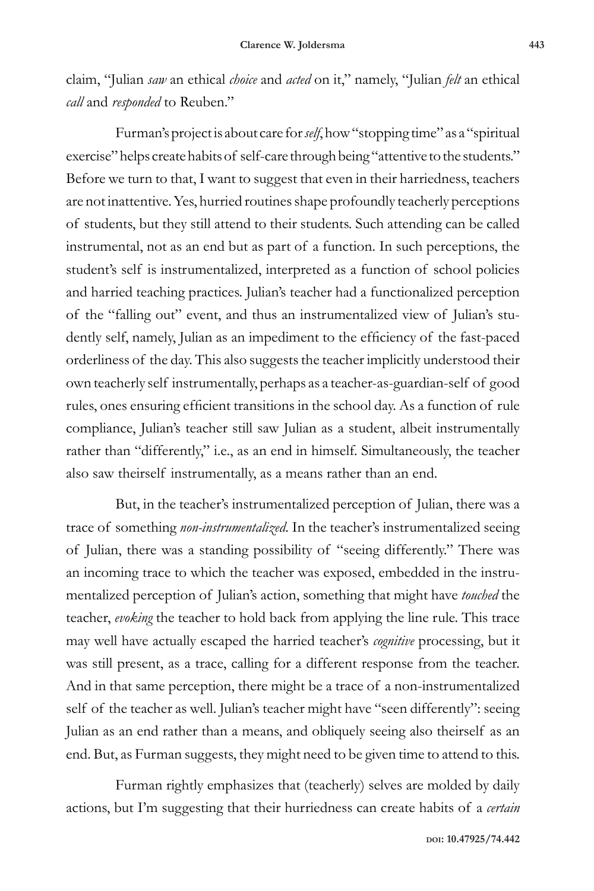claim, "Julian *saw* an ethical *choice* and *acted* on it," namely, "Julian *felt* an ethical *call* and *responded* to Reuben."

Furman's project is about care for *self*, how "stopping time" as a "spiritual exercise" helps create habits of self-care through being "attentive to the students." Before we turn to that, I want to suggest that even in their harriedness, teachers are not inattentive. Yes, hurried routines shape profoundly teacherly perceptions of students, but they still attend to their students. Such attending can be called instrumental, not as an end but as part of a function. In such perceptions, the student's self is instrumentalized, interpreted as a function of school policies and harried teaching practices. Julian's teacher had a functionalized perception of the "falling out" event, and thus an instrumentalized view of Julian's studently self, namely, Julian as an impediment to the efficiency of the fast-paced orderliness of the day. This also suggests the teacher implicitly understood their own teacherly self instrumentally, perhaps as a teacher-as-guardian-self of good rules, ones ensuring efficient transitions in the school day. As a function of rule compliance, Julian's teacher still saw Julian as a student, albeit instrumentally rather than "differently," i.e., as an end in himself. Simultaneously, the teacher also saw theirself instrumentally, as a means rather than an end.

But, in the teacher's instrumentalized perception of Julian, there was a trace of something *non-instrumentalized*. In the teacher's instrumentalized seeing of Julian, there was a standing possibility of "seeing differently." There was an incoming trace to which the teacher was exposed, embedded in the instrumentalized perception of Julian's action, something that might have *touched* the teacher, *evoking* the teacher to hold back from applying the line rule. This trace may well have actually escaped the harried teacher's *cognitive* processing, but it was still present, as a trace, calling for a different response from the teacher. And in that same perception, there might be a trace of a non-instrumentalized self of the teacher as well. Julian's teacher might have "seen differently": seeing Julian as an end rather than a means, and obliquely seeing also theirself as an end. But, as Furman suggests, they might need to be given time to attend to this.

Furman rightly emphasizes that (teacherly) selves are molded by daily actions, but I'm suggesting that their hurriedness can create habits of a *certain*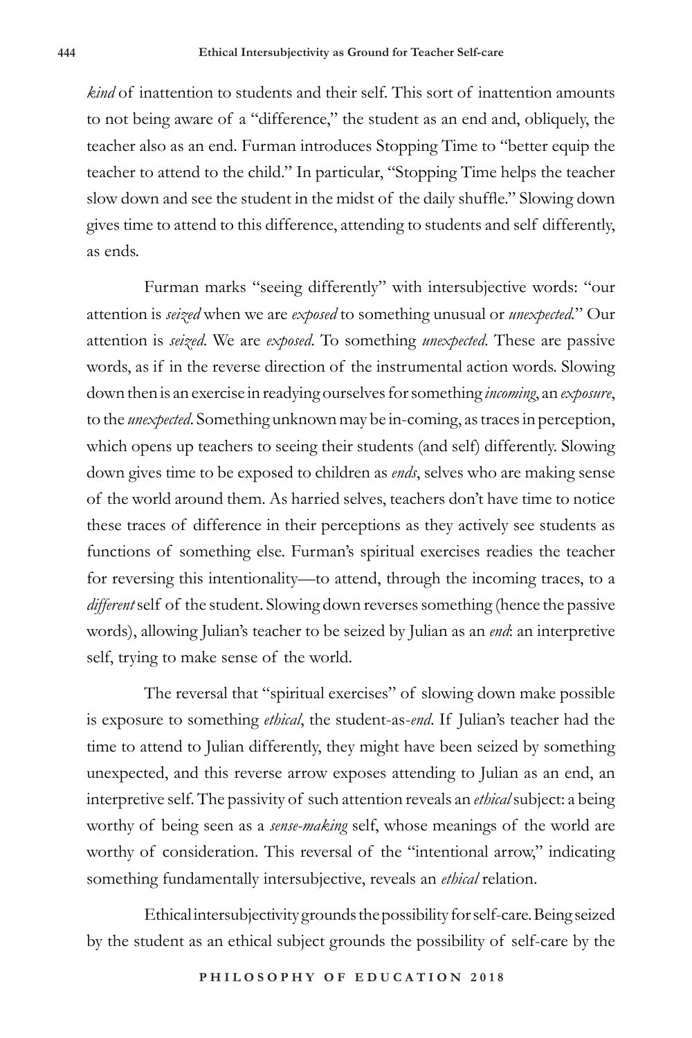*kind* of inattention to students and their self. This sort of inattention amounts to not being aware of a "difference," the student as an end and, obliquely, the teacher also as an end. Furman introduces Stopping Time to "better equip the teacher to attend to the child." In particular, "Stopping Time helps the teacher slow down and see the student in the midst of the daily shuffle." Slowing down gives time to attend to this difference, attending to students and self differently, as ends.

Furman marks "seeing differently" with intersubjective words: "our attention is *seized* when we are *exposed* to something unusual or *unexpected*." Our attention is *seized*. We are *exposed*. To something *unexpected*. These are passive words, as if in the reverse direction of the instrumental action words. Slowing down then is an exercise in readying ourselves for something *incoming*, an *exposure*, to the *unexpected*. Something unknown may be in-coming, as traces in perception, which opens up teachers to seeing their students (and self) differently. Slowing down gives time to be exposed to children as *ends*, selves who are making sense of the world around them. As harried selves, teachers don't have time to notice these traces of difference in their perceptions as they actively see students as functions of something else. Furman's spiritual exercises readies the teacher for reversing this intentionality—to attend, through the incoming traces, to a *different* self of the student. Slowing down reverses something (hence the passive words), allowing Julian's teacher to be seized by Julian as an *end*: an interpretive self, trying to make sense of the world.

The reversal that "spiritual exercises" of slowing down make possible is exposure to something *ethical*, the student-as-*end*. If Julian's teacher had the time to attend to Julian differently, they might have been seized by something unexpected, and this reverse arrow exposes attending to Julian as an end, an interpretive self. The passivity of such attention reveals an *ethical* subject: a being worthy of being seen as a *sense-making* self, whose meanings of the world are worthy of consideration. This reversal of the "intentional arrow," indicating something fundamentally intersubjective, reveals an *ethical* relation.

Ethical intersubjectivity grounds the possibility for self-care. Being seized by the student as an ethical subject grounds the possibility of self-care by the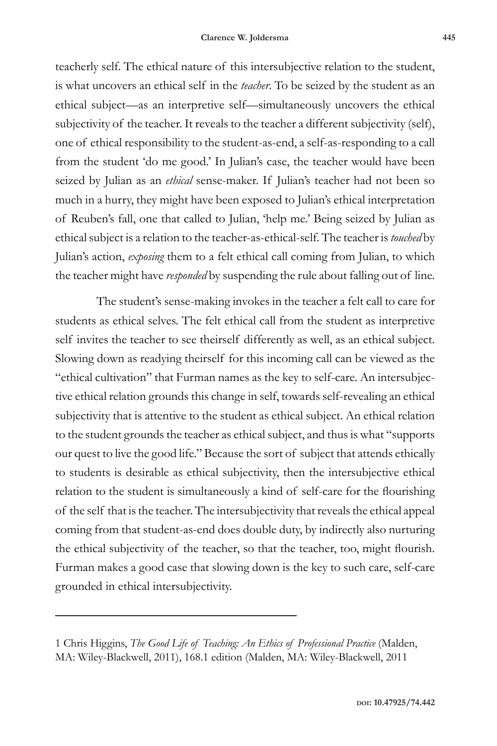teacherly self. The ethical nature of this intersubjective relation to the student, is what uncovers an ethical self in the *teacher*. To be seized by the student as an ethical subject—as an interpretive self—simultaneously uncovers the ethical subjectivity of the teacher. It reveals to the teacher a different subjectivity (self), one of ethical responsibility to the student-as-end, a self-as-responding to a call from the student 'do me good.' In Julian's case, the teacher would have been seized by Julian as an *ethical* sense-maker. If Julian's teacher had not been so much in a hurry, they might have been exposed to Julian's ethical interpretation of Reuben's fall, one that called to Julian, 'help me.' Being seized by Julian as ethical subject is a relation to the teacher-as-ethical-self. The teacher is *touched* by Julian's action, *exposing* them to a felt ethical call coming from Julian, to which the teacher might have *responded* by suspending the rule about falling out of line.

The student's sense-making invokes in the teacher a felt call to care for students as ethical selves. The felt ethical call from the student as interpretive self invites the teacher to see theirself differently as well, as an ethical subject. Slowing down as readying theirself for this incoming call can be viewed as the "ethical cultivation" that Furman names as the key to self-care. An intersubjective ethical relation grounds this change in self, towards self-revealing an ethical subjectivity that is attentive to the student as ethical subject. An ethical relation to the student grounds the teacher as ethical subject, and thus is what "supports our quest to live the good life." Because the sort of subject that attends ethically to students is desirable as ethical subjectivity, then the intersubjective ethical relation to the student is simultaneously a kind of self-care for the flourishing of the self that is the teacher. The intersubjectivity that reveals the ethical appeal coming from that student-as-end does double duty, by indirectly also nurturing the ethical subjectivity of the teacher, so that the teacher, too, might flourish. Furman makes a good case that slowing down is the key to such care, self-care grounded in ethical intersubjectivity.

---

1 Chris Higgins, *The Good Life of Teaching: An Ethics of Professional Practice* (Malden, MA: Wiley-Blackwell, 2011), 168.1 edition (Malden, MA: Wiley-Blackwell, 2011